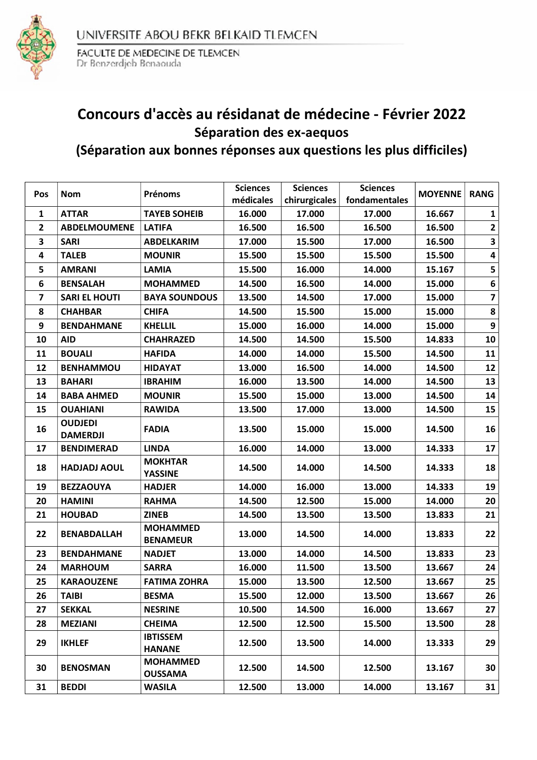UNIVERSITE ABOU BEKR BELKAID TLEMCEN

FACULTE DE MEDECINE DE TLEMCEN
Dr Benzerdjeb Benaouda

# Concours d'accès au résidanat de médecine - Février 2022

## Séparation des ex-aequos

## (Séparation aux bonnes réponses aux questions les plus difficiles)

| Pos | Nom | Prénoms | Sciences médicales | Sciences chirurgicales | Sciences fondamentales | MOYENNE | RANG |
|---|---|---|---|---|---|---|---|
| 1 | ATTAR | TAYEB SOHEIB | 16.000 | 17.000 | 17.000 | 16.667 | 1 |
| 2 | ABDELMOUMENE | LATIFA | 16.500 | 16.500 | 16.500 | 16.500 | 2 |
| 3 | SARI | ABDELKARIM | 17.000 | 15.500 | 17.000 | 16.500 | 3 |
| 4 | TALEB | MOUNIR | 15.500 | 15.500 | 15.500 | 15.500 | 4 |
| 5 | AMRANI | LAMIA | 15.500 | 16.000 | 14.000 | 15.167 | 5 |
| 6 | BENSALAH | MOHAMMED | 14.500 | 16.500 | 14.000 | 15.000 | 6 |
| 7 | SARI EL HOUTI | BAYA SOUNDOUS | 13.500 | 14.500 | 17.000 | 15.000 | 7 |
| 8 | CHAHBAR | CHIFA | 14.500 | 15.500 | 15.000 | 15.000 | 8 |
| 9 | BENDAHMANE | KHELLIL | 15.000 | 16.000 | 14.000 | 15.000 | 9 |
| 10 | AID | CHAHRAZED | 14.500 | 14.500 | 15.500 | 14.833 | 10 |
| 11 | BOUALI | HAFIDA | 14.000 | 14.000 | 15.500 | 14.500 | 11 |
| 12 | BENHAMMOU | HIDAYAT | 13.000 | 16.500 | 14.000 | 14.500 | 12 |
| 13 | BAHARI | IBRAHIM | 16.000 | 13.500 | 14.000 | 14.500 | 13 |
| 14 | BABA AHMED | MOUNIR | 15.500 | 15.000 | 13.000 | 14.500 | 14 |
| 15 | OUAHIANI | RAWIDA | 13.500 | 17.000 | 13.000 | 14.500 | 15 |
| 16 | OUDJEDI DAMERDJI | FADIA | 13.500 | 15.000 | 15.000 | 14.500 | 16 |
| 17 | BENDIMERAD | LINDA | 16.000 | 14.000 | 13.000 | 14.333 | 17 |
| 18 | HADJADJ AOUL | MOKHTAR YASSINE | 14.500 | 14.000 | 14.500 | 14.333 | 18 |
| 19 | BEZZAOUYA | HADJER | 14.000 | 16.000 | 13.000 | 14.333 | 19 |
| 20 | HAMINI | RAHMA | 14.500 | 12.500 | 15.000 | 14.000 | 20 |
| 21 | HOUBAD | ZINEB | 14.500 | 13.500 | 13.500 | 13.833 | 21 |
| 22 | BENABDALLAH | MOHAMMED BENAMEUR | 13.000 | 14.500 | 14.000 | 13.833 | 22 |
| 23 | BENDAHMANE | NADJET | 13.000 | 14.000 | 14.500 | 13.833 | 23 |
| 24 | MARHOUM | SARRA | 16.000 | 11.500 | 13.500 | 13.667 | 24 |
| 25 | KARAOUZENE | FATIMA ZOHRA | 15.000 | 13.500 | 12.500 | 13.667 | 25 |
| 26 | TAIBI | BESMA | 15.500 | 12.000 | 13.500 | 13.667 | 26 |
| 27 | SEKKAL | NESRINE | 10.500 | 14.500 | 16.000 | 13.667 | 27 |
| 28 | MEZIANI | CHEIMA | 12.500 | 12.500 | 15.500 | 13.500 | 28 |
| 29 | IKHLEF | IBTISSEM HANANE | 12.500 | 13.500 | 14.000 | 13.333 | 29 |
| 30 | BENOSMAN | MOHAMMED OUSSAMA | 12.500 | 14.500 | 12.500 | 13.167 | 30 |
| 31 | BEDDI | WASILA | 12.500 | 13.000 | 14.000 | 13.167 | 31 |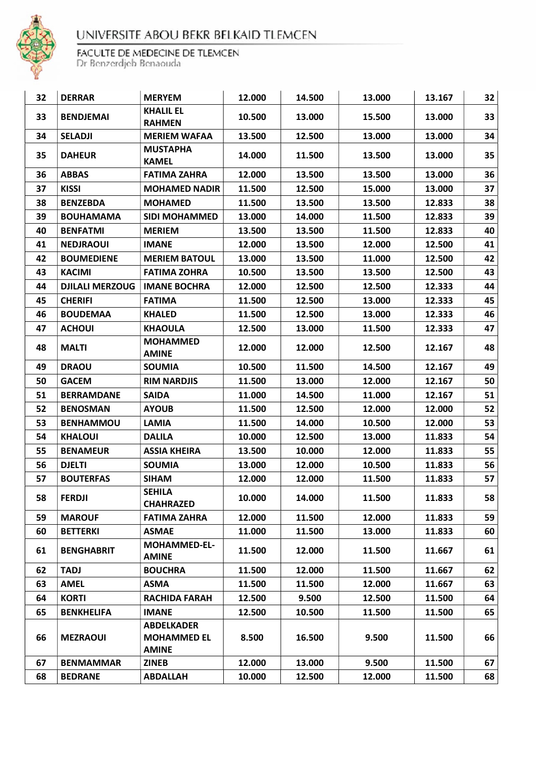UNIVERSITE ABOU BEKR BELKAID TLEMCEN

FACULTE DE MEDECINE DE TLEMCEN
Dr Benzerdjeb Benaouda

| | | | | | | | |
|---|---|---|---|---|---|---|---|
| 32 | DERRAR | MERYEM | 12.000 | 14.500 | 13.000 | 13.167 | 32 |
| 33 | BENDJEMAI | KHALIL EL RAHMEN | 10.500 | 13.000 | 15.500 | 13.000 | 33 |
| 34 | SELADJI | MERIEM WAFAA | 13.500 | 12.500 | 13.000 | 13.000 | 34 |
| 35 | DAHEUR | MUSTAPHA KAMEL | 14.000 | 11.500 | 13.500 | 13.000 | 35 |
| 36 | ABBAS | FATIMA ZAHRA | 12.000 | 13.500 | 13.500 | 13.000 | 36 |
| 37 | KISSI | MOHAMED NADIR | 11.500 | 12.500 | 15.000 | 13.000 | 37 |
| 38 | BENZEBDA | MOHAMED | 11.500 | 13.500 | 13.500 | 12.833 | 38 |
| 39 | BOUHAMAMA | SIDI MOHAMMED | 13.000 | 14.000 | 11.500 | 12.833 | 39 |
| 40 | BENFATMI | MERIEM | 13.500 | 13.500 | 11.500 | 12.833 | 40 |
| 41 | NEDJRAOUI | IMANE | 12.000 | 13.500 | 12.000 | 12.500 | 41 |
| 42 | BOUMEDIENE | MERIEM BATOUL | 13.000 | 13.500 | 11.000 | 12.500 | 42 |
| 43 | KACIMI | FATIMA ZOHRA | 10.500 | 13.500 | 13.500 | 12.500 | 43 |
| 44 | DJILALI MERZOUG | IMANE BOCHRA | 12.000 | 12.500 | 12.500 | 12.333 | 44 |
| 45 | CHERIFI | FATIMA | 11.500 | 12.500 | 13.000 | 12.333 | 45 |
| 46 | BOUDEMAA | KHALED | 11.500 | 12.500 | 13.000 | 12.333 | 46 |
| 47 | ACHOUI | KHAOULA | 12.500 | 13.000 | 11.500 | 12.333 | 47 |
| 48 | MALTI | MOHAMMED AMINE | 12.000 | 12.000 | 12.500 | 12.167 | 48 |
| 49 | DRAOU | SOUMIA | 10.500 | 11.500 | 14.500 | 12.167 | 49 |
| 50 | GACEM | RIM NARDJIS | 11.500 | 13.000 | 12.000 | 12.167 | 50 |
| 51 | BERRAMDANE | SAIDA | 11.000 | 14.500 | 11.000 | 12.167 | 51 |
| 52 | BENOSMAN | AYOUB | 11.500 | 12.500 | 12.000 | 12.000 | 52 |
| 53 | BENHAMMOU | LAMIA | 11.500 | 14.000 | 10.500 | 12.000 | 53 |
| 54 | KHALOUI | DALILA | 10.000 | 12.500 | 13.000 | 11.833 | 54 |
| 55 | BENAMEUR | ASSIA KHEIRA | 13.500 | 10.000 | 12.000 | 11.833 | 55 |
| 56 | DJELTI | SOUMIA | 13.000 | 12.000 | 10.500 | 11.833 | 56 |
| 57 | BOUTERFAS | SIHAM | 12.000 | 12.000 | 11.500 | 11.833 | 57 |
| 58 | FERDJI | SEHILA CHAHRAZED | 10.000 | 14.000 | 11.500 | 11.833 | 58 |
| 59 | MAROUF | FATIMA ZAHRA | 12.000 | 11.500 | 12.000 | 11.833 | 59 |
| 60 | BETTERKI | ASMAE | 11.000 | 11.500 | 13.000 | 11.833 | 60 |
| 61 | BENGHABRIT | MOHAMMED-EL-AMINE | 11.500 | 12.000 | 11.500 | 11.667 | 61 |
| 62 | TADJ | BOUCHRA | 11.500 | 12.000 | 11.500 | 11.667 | 62 |
| 63 | AMEL | ASMA | 11.500 | 11.500 | 12.000 | 11.667 | 63 |
| 64 | KORTI | RACHIDA FARAH | 12.500 | 9.500 | 12.500 | 11.500 | 64 |
| 65 | BENKHELIFA | IMANE | 12.500 | 10.500 | 11.500 | 11.500 | 65 |
| 66 | MEZRAOUI | ABDELKADER MOHAMMED EL AMINE | 8.500 | 16.500 | 9.500 | 11.500 | 66 |
| 67 | BENMAMMAR | ZINEB | 12.000 | 13.000 | 9.500 | 11.500 | 67 |
| 68 | BEDRANE | ABDALLAH | 10.000 | 12.500 | 12.000 | 11.500 | 68 |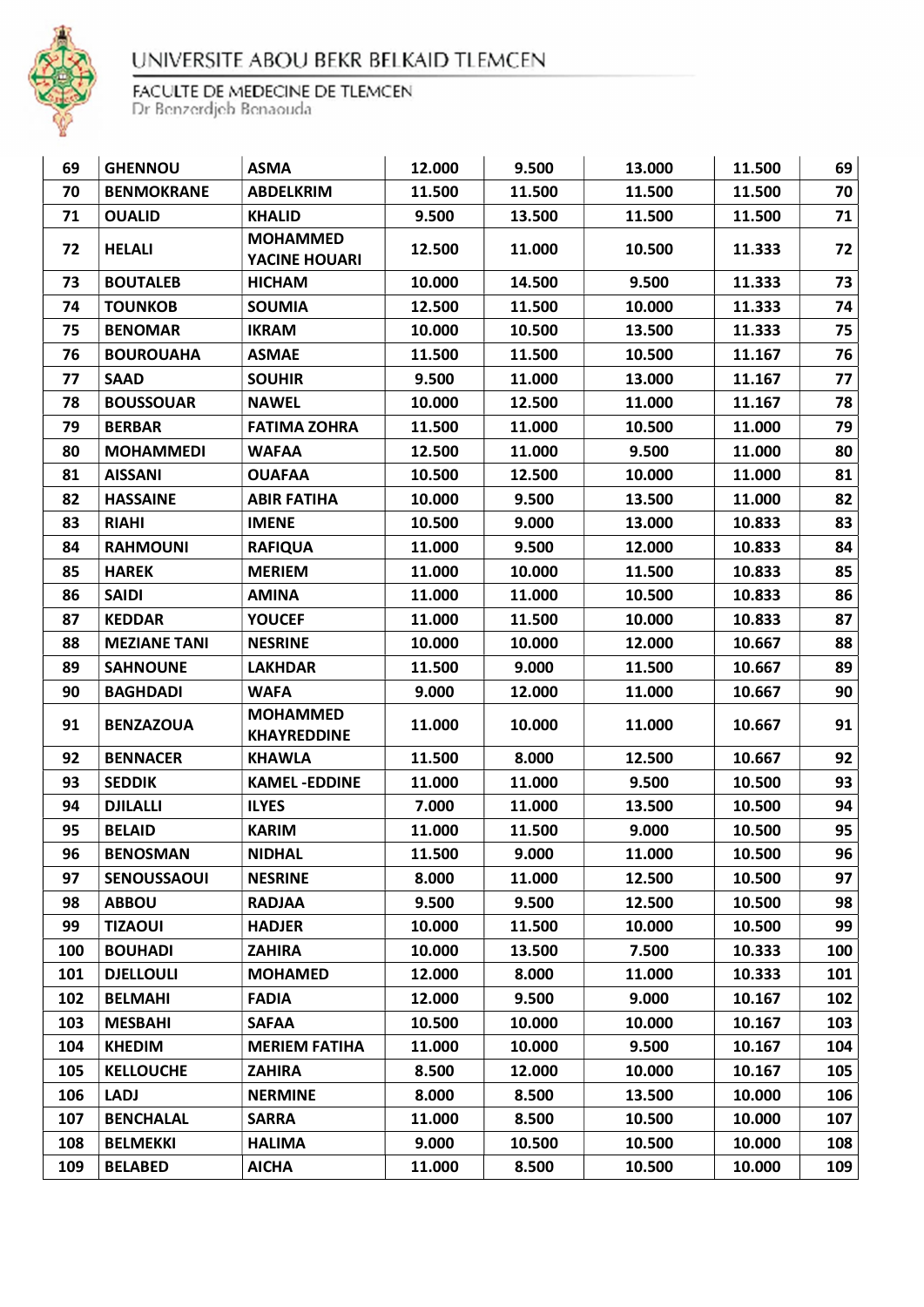UNIVERSITE ABOU BEKR BELKAID TLEMCEN

FACULTE DE MEDECINE DE TLEMCEN
Dr Benzerdjeb Benaouda

| | | | | | | | |
|---|---|---|---|---|---|---|---|
| 69 | GHENNOU | ASMA | 12.000 | 9.500 | 13.000 | 11.500 | 69 |
| 70 | BENMOKRANE | ABDELKRIM | 11.500 | 11.500 | 11.500 | 11.500 | 70 |
| 71 | OUALID | KHALID | 9.500 | 13.500 | 11.500 | 11.500 | 71 |
| 72 | HELALI | MOHAMMED YACINE HOUARI | 12.500 | 11.000 | 10.500 | 11.333 | 72 |
| 73 | BOUTALEB | HICHAM | 10.000 | 14.500 | 9.500 | 11.333 | 73 |
| 74 | TOUNKOB | SOUMIA | 12.500 | 11.500 | 10.000 | 11.333 | 74 |
| 75 | BENOMAR | IKRAM | 10.000 | 10.500 | 13.500 | 11.333 | 75 |
| 76 | BOUROUAHA | ASMAE | 11.500 | 11.500 | 10.500 | 11.167 | 76 |
| 77 | SAAD | SOUHIR | 9.500 | 11.000 | 13.000 | 11.167 | 77 |
| 78 | BOUSSOUAR | NAWEL | 10.000 | 12.500 | 11.000 | 11.167 | 78 |
| 79 | BERBAR | FATIMA ZOHRA | 11.500 | 11.000 | 10.500 | 11.000 | 79 |
| 80 | MOHAMMEDI | WAFAA | 12.500 | 11.000 | 9.500 | 11.000 | 80 |
| 81 | AISSANI | OUAFAA | 10.500 | 12.500 | 10.000 | 11.000 | 81 |
| 82 | HASSAINE | ABIR FATIHA | 10.000 | 9.500 | 13.500 | 11.000 | 82 |
| 83 | RIAHI | IMENE | 10.500 | 9.000 | 13.000 | 10.833 | 83 |
| 84 | RAHMOUNI | RAFIQUA | 11.000 | 9.500 | 12.000 | 10.833 | 84 |
| 85 | HAREK | MERIEM | 11.000 | 10.000 | 11.500 | 10.833 | 85 |
| 86 | SAIDI | AMINA | 11.000 | 11.000 | 10.500 | 10.833 | 86 |
| 87 | KEDDAR | YOUCEF | 11.000 | 11.500 | 10.000 | 10.833 | 87 |
| 88 | MEZIANE TANI | NESRINE | 10.000 | 10.000 | 12.000 | 10.667 | 88 |
| 89 | SAHNOUNE | LAKHDAR | 11.500 | 9.000 | 11.500 | 10.667 | 89 |
| 90 | BAGHDADI | WAFA | 9.000 | 12.000 | 11.000 | 10.667 | 90 |
| 91 | BENZAZOUA | MOHAMMED KHAYREDDINE | 11.000 | 10.000 | 11.000 | 10.667 | 91 |
| 92 | BENNACER | KHAWLA | 11.500 | 8.000 | 12.500 | 10.667 | 92 |
| 93 | SEDDIK | KAMEL -EDDINE | 11.000 | 11.000 | 9.500 | 10.500 | 93 |
| 94 | DJILALLI | ILYES | 7.000 | 11.000 | 13.500 | 10.500 | 94 |
| 95 | BELAID | KARIM | 11.000 | 11.500 | 9.000 | 10.500 | 95 |
| 96 | BENOSMAN | NIDHAL | 11.500 | 9.000 | 11.000 | 10.500 | 96 |
| 97 | SENOUSSAOUI | NESRINE | 8.000 | 11.000 | 12.500 | 10.500 | 97 |
| 98 | ABBOU | RADJAA | 9.500 | 9.500 | 12.500 | 10.500 | 98 |
| 99 | TIZAOUI | HADJER | 10.000 | 11.500 | 10.000 | 10.500 | 99 |
| 100 | BOUHADI | ZAHIRA | 10.000 | 13.500 | 7.500 | 10.333 | 100 |
| 101 | DJELLOULI | MOHAMED | 12.000 | 8.000 | 11.000 | 10.333 | 101 |
| 102 | BELMAHI | FADIA | 12.000 | 9.500 | 9.000 | 10.167 | 102 |
| 103 | MESBAHI | SAFAA | 10.500 | 10.000 | 10.000 | 10.167 | 103 |
| 104 | KHEDIM | MERIEM FATIHA | 11.000 | 10.000 | 9.500 | 10.167 | 104 |
| 105 | KELLOUCHE | ZAHIRA | 8.500 | 12.000 | 10.000 | 10.167 | 105 |
| 106 | LADJ | NERMINE | 8.000 | 8.500 | 13.500 | 10.000 | 106 |
| 107 | BENCHALAL | SARRA | 11.000 | 8.500 | 10.500 | 10.000 | 107 |
| 108 | BELMEKKI | HALIMA | 9.000 | 10.500 | 10.500 | 10.000 | 108 |
| 109 | BELABED | AICHA | 11.000 | 8.500 | 10.500 | 10.000 | 109 |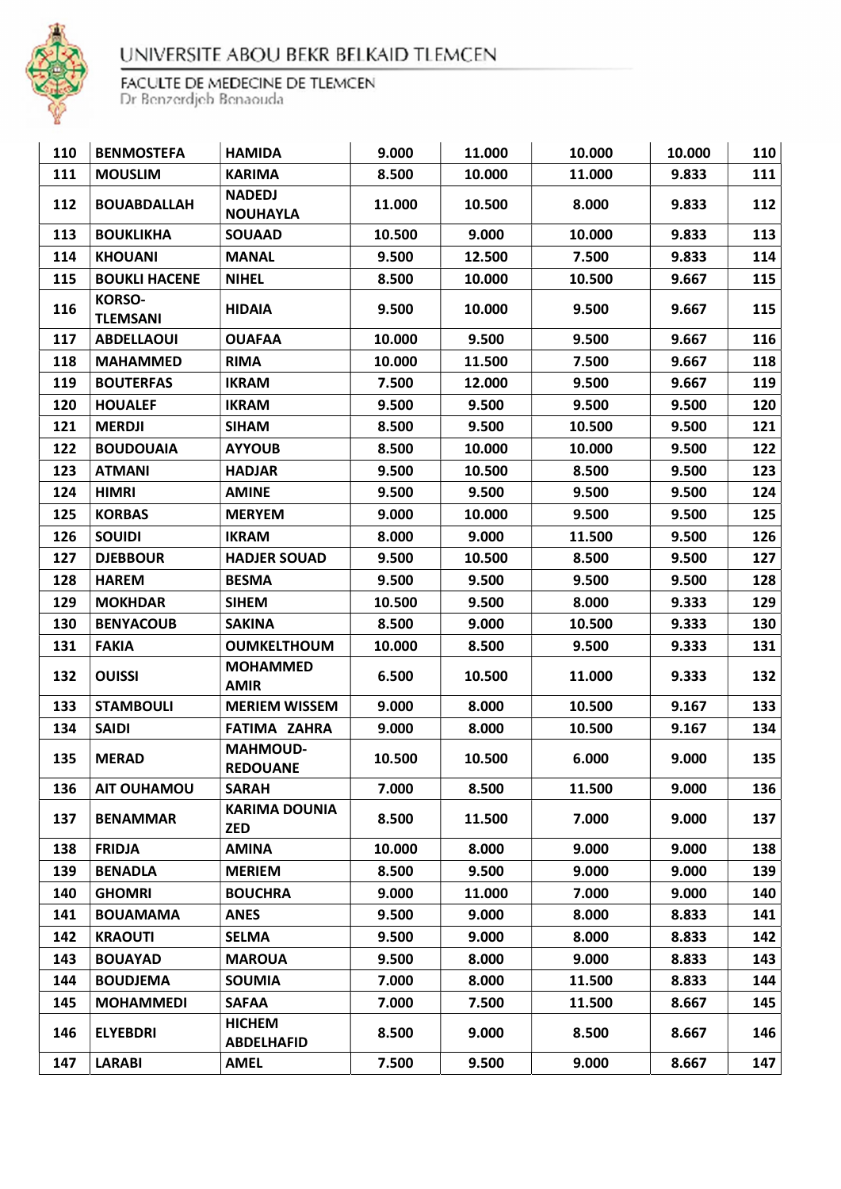UNIVERSITE ABOU BEKR BELKAID TLEMCEN

FACULTE DE MEDECINE DE TLEMCEN
Dr Benzerdjeb Benaouda

| | | | | | | | |
|---|---|---|---|---|---|---|---|
| 110 | BENMOSTEFA | HAMIDA | 9.000 | 11.000 | 10.000 | 10.000 | 110 |
| 111 | MOUSLIM | KARIMA | 8.500 | 10.000 | 11.000 | 9.833 | 111 |
| 112 | BOUABDALLAH | NADEDJ NOUHAYLA | 11.000 | 10.500 | 8.000 | 9.833 | 112 |
| 113 | BOUKLIKHA | SOUAAD | 10.500 | 9.000 | 10.000 | 9.833 | 113 |
| 114 | KHOUANI | MANAL | 9.500 | 12.500 | 7.500 | 9.833 | 114 |
| 115 | BOUKLI HACENE | NIHEL | 8.500 | 10.000 | 10.500 | 9.667 | 115 |
| 116 | KORSO-TLEMSANI | HIDAIA | 9.500 | 10.000 | 9.500 | 9.667 | 115 |
| 117 | ABDELLAOUI | OUAFAA | 10.000 | 9.500 | 9.500 | 9.667 | 116 |
| 118 | MAHAMMED | RIMA | 10.000 | 11.500 | 7.500 | 9.667 | 118 |
| 119 | BOUTERFAS | IKRAM | 7.500 | 12.000 | 9.500 | 9.667 | 119 |
| 120 | HOUALEF | IKRAM | 9.500 | 9.500 | 9.500 | 9.500 | 120 |
| 121 | MERDJI | SIHAM | 8.500 | 9.500 | 10.500 | 9.500 | 121 |
| 122 | BOUDOUAIA | AYYOUB | 8.500 | 10.000 | 10.000 | 9.500 | 122 |
| 123 | ATMANI | HADJAR | 9.500 | 10.500 | 8.500 | 9.500 | 123 |
| 124 | HIMRI | AMINE | 9.500 | 9.500 | 9.500 | 9.500 | 124 |
| 125 | KORBAS | MERYEM | 9.000 | 10.000 | 9.500 | 9.500 | 125 |
| 126 | SOUIDI | IKRAM | 8.000 | 9.000 | 11.500 | 9.500 | 126 |
| 127 | DJEBBOUR | HADJER SOUAD | 9.500 | 10.500 | 8.500 | 9.500 | 127 |
| 128 | HAREM | BESMA | 9.500 | 9.500 | 9.500 | 9.500 | 128 |
| 129 | MOKHDAR | SIHEM | 10.500 | 9.500 | 8.000 | 9.333 | 129 |
| 130 | BENYACOUB | SAKINA | 8.500 | 9.000 | 10.500 | 9.333 | 130 |
| 131 | FAKIA | OUMKELTHOUM | 10.000 | 8.500 | 9.500 | 9.333 | 131 |
| 132 | OUISSI | MOHAMMED AMIR | 6.500 | 10.500 | 11.000 | 9.333 | 132 |
| 133 | STAMBOULI | MERIEM WISSEM | 9.000 | 8.000 | 10.500 | 9.167 | 133 |
| 134 | SAIDI | FATIMA ZAHRA | 9.000 | 8.000 | 10.500 | 9.167 | 134 |
| 135 | MERAD | MAHMOUD-REDOUANE | 10.500 | 10.500 | 6.000 | 9.000 | 135 |
| 136 | AIT OUHAMOU | SARAH | 7.000 | 8.500 | 11.500 | 9.000 | 136 |
| 137 | BENAMMAR | KARIMA DOUNIA ZED | 8.500 | 11.500 | 7.000 | 9.000 | 137 |
| 138 | FRIDJA | AMINA | 10.000 | 8.000 | 9.000 | 9.000 | 138 |
| 139 | BENADLA | MERIEM | 8.500 | 9.500 | 9.000 | 9.000 | 139 |
| 140 | GHOMRI | BOUCHRA | 9.000 | 11.000 | 7.000 | 9.000 | 140 |
| 141 | BOUAMAMA | ANES | 9.500 | 9.000 | 8.000 | 8.833 | 141 |
| 142 | KRAOUTI | SELMA | 9.500 | 9.000 | 8.000 | 8.833 | 142 |
| 143 | BOUAYAD | MAROUA | 9.500 | 8.000 | 9.000 | 8.833 | 143 |
| 144 | BOUDJEMA | SOUMIA | 7.000 | 8.000 | 11.500 | 8.833 | 144 |
| 145 | MOHAMMEDI | SAFAA | 7.000 | 7.500 | 11.500 | 8.667 | 145 |
| 146 | ELYEBDRI | HICHEM ABDELHAFID | 8.500 | 9.000 | 8.500 | 8.667 | 146 |
| 147 | LARABI | AMEL | 7.500 | 9.500 | 9.000 | 8.667 | 147 |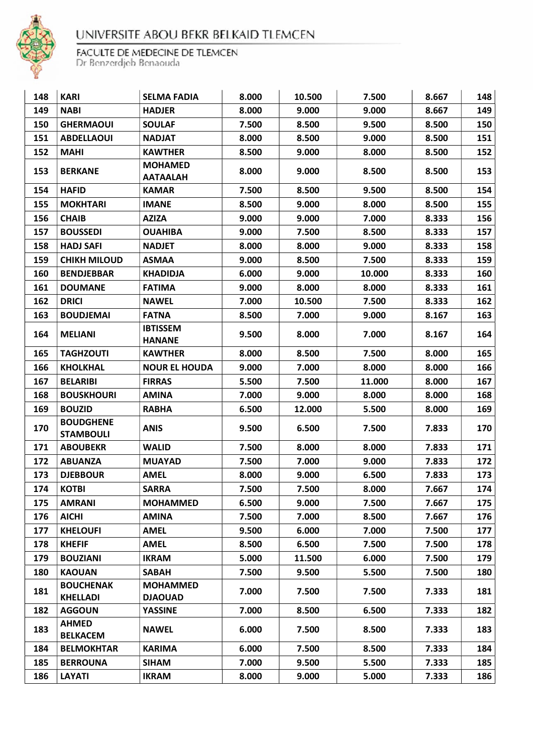UNIVERSITE ABOU BEKR BELKAID TLEMCEN

FACULTE DE MEDECINE DE TLEMCEN
Dr Benzerdjeb Benaouda

| | | | | | | | |
|---|---|---|---|---|---|---|---|
| **148** | **KARI** | **SELMA FADIA** | **8.000** | **10.500** | **7.500** | **8.667** | **148** |
| **149** | **NABI** | **HADJER** | **8.000** | **9.000** | **9.000** | **8.667** | **149** |
| **150** | **GHERMAOUI** | **SOULAF** | **7.500** | **8.500** | **9.500** | **8.500** | **150** |
| **151** | **ABDELLAOUI** | **NADJAT** | **8.000** | **8.500** | **9.000** | **8.500** | **151** |
| **152** | **MAHI** | **KAWTHER** | **8.500** | **9.000** | **8.000** | **8.500** | **152** |
| **153** | **BERKANE** | **MOHAMED AATAALAH** | **8.000** | **9.000** | **8.500** | **8.500** | **153** |
| **154** | **HAFID** | **KAMAR** | **7.500** | **8.500** | **9.500** | **8.500** | **154** |
| **155** | **MOKHTARI** | **IMANE** | **8.500** | **9.000** | **8.000** | **8.500** | **155** |
| **156** | **CHAIB** | **AZIZA** | **9.000** | **9.000** | **7.000** | **8.333** | **156** |
| **157** | **BOUSSEDI** | **OUAHIBA** | **9.000** | **7.500** | **8.500** | **8.333** | **157** |
| **158** | **HADJ SAFI** | **NADJET** | **8.000** | **8.000** | **9.000** | **8.333** | **158** |
| **159** | **CHIKH MILOUD** | **ASMAA** | **9.000** | **8.500** | **7.500** | **8.333** | **159** |
| **160** | **BENDJEBBAR** | **KHADIDJA** | **6.000** | **9.000** | **10.000** | **8.333** | **160** |
| **161** | **DOUMANE** | **FATIMA** | **9.000** | **8.000** | **8.000** | **8.333** | **161** |
| **162** | **DRICI** | **NAWEL** | **7.000** | **10.500** | **7.500** | **8.333** | **162** |
| **163** | **BOUDJEMAI** | **FATNA** | **8.500** | **7.000** | **9.000** | **8.167** | **163** |
| **164** | **MELIANI** | **IBTISSEM HANANE** | **9.500** | **8.000** | **7.000** | **8.167** | **164** |
| **165** | **TAGHZOUTI** | **KAWTHER** | **8.000** | **8.500** | **7.500** | **8.000** | **165** |
| **166** | **KHOLKHAL** | **NOUR EL HOUDA** | **9.000** | **7.000** | **8.000** | **8.000** | **166** |
| **167** | **BELARIBI** | **FIRRAS** | **5.500** | **7.500** | **11.000** | **8.000** | **167** |
| **168** | **BOUSKHOURI** | **AMINA** | **7.000** | **9.000** | **8.000** | **8.000** | **168** |
| **169** | **BOUZID** | **RABHA** | **6.500** | **12.000** | **5.500** | **8.000** | **169** |
| **170** | **BOUDGHENE STAMBOULI** | **ANIS** | **9.500** | **6.500** | **7.500** | **7.833** | **170** |
| **171** | **ABOUBEKR** | **WALID** | **7.500** | **8.000** | **8.000** | **7.833** | **171** |
| **172** | **ABUANZA** | **MUAYAD** | **7.500** | **7.000** | **9.000** | **7.833** | **172** |
| **173** | **DJEBBOUR** | **AMEL** | **8.000** | **9.000** | **6.500** | **7.833** | **173** |
| **174** | **KOTBI** | **SARRA** | **7.500** | **7.500** | **8.000** | **7.667** | **174** |
| **175** | **AMRANI** | **MOHAMMED** | **6.500** | **9.000** | **7.500** | **7.667** | **175** |
| **176** | **AICHI** | **AMINA** | **7.500** | **7.000** | **8.500** | **7.667** | **176** |
| **177** | **KHELOUFI** | **AMEL** | **9.500** | **6.000** | **7.000** | **7.500** | **177** |
| **178** | **KHEFIF** | **AMEL** | **8.500** | **6.500** | **7.500** | **7.500** | **178** |
| **179** | **BOUZIANI** | **IKRAM** | **5.000** | **11.500** | **6.000** | **7.500** | **179** |
| **180** | **KAOUAN** | **SABAH** | **7.500** | **9.500** | **5.500** | **7.500** | **180** |
| **181** | **BOUCHENAK KHELLADI** | **MOHAMMED DJAOUAD** | **7.000** | **7.500** | **7.500** | **7.333** | **181** |
| **182** | **AGGOUN** | **YASSINE** | **7.000** | **8.500** | **6.500** | **7.333** | **182** |
| **183** | **AHMED BELKACEM** | **NAWEL** | **6.000** | **7.500** | **8.500** | **7.333** | **183** |
| **184** | **BELMOKHTAR** | **KARIMA** | **6.000** | **7.500** | **8.500** | **7.333** | **184** |
| **185** | **BERROUNA** | **SIHAM** | **7.000** | **9.500** | **5.500** | **7.333** | **185** |
| **186** | **LAYATI** | **IKRAM** | **8.000** | **9.000** | **5.000** | **7.333** | **186** |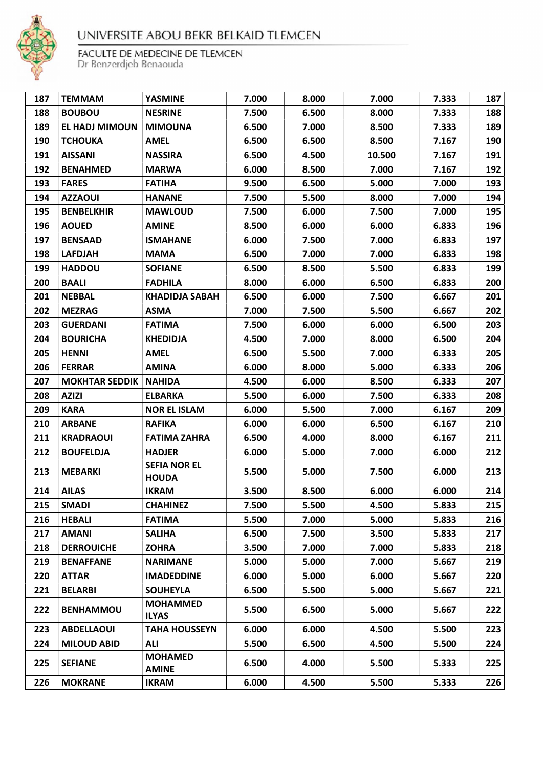UNIVERSITE ABOU BEKR BELKAID TLEMCEN

FACULTE DE MEDECINE DE TLEMCEN
Dr Benzerdjeb Benaouda

| 187 | TEMMAM | YASMINE | 7.000 | 8.000 | 7.000 | 7.333 | 187 |
|---|---|---|---|---|---|---|---|
| 188 | BOUBOU | NESRINE | 7.500 | 6.500 | 8.000 | 7.333 | 188 |
| 189 | EL HADJ MIMOUN | MIMOUNA | 6.500 | 7.000 | 8.500 | 7.333 | 189 |
| 190 | TCHOUKA | AMEL | 6.500 | 6.500 | 8.500 | 7.167 | 190 |
| 191 | AISSANI | NASSIRA | 6.500 | 4.500 | 10.500 | 7.167 | 191 |
| 192 | BENAHMED | MARWA | 6.000 | 8.500 | 7.000 | 7.167 | 192 |
| 193 | FARES | FATIHA | 9.500 | 6.500 | 5.000 | 7.000 | 193 |
| 194 | AZZAOUI | HANANE | 7.500 | 5.500 | 8.000 | 7.000 | 194 |
| 195 | BENBELKHIR | MAWLOUD | 7.500 | 6.000 | 7.500 | 7.000 | 195 |
| 196 | AOUED | AMINE | 8.500 | 6.000 | 6.000 | 6.833 | 196 |
| 197 | BENSAAD | ISMAHANE | 6.000 | 7.500 | 7.000 | 6.833 | 197 |
| 198 | LAFDJAH | MAMA | 6.500 | 7.000 | 7.000 | 6.833 | 198 |
| 199 | HADDOU | SOFIANE | 6.500 | 8.500 | 5.500 | 6.833 | 199 |
| 200 | BAALI | FADHILA | 8.000 | 6.000 | 6.500 | 6.833 | 200 |
| 201 | NEBBAL | KHADIDJA SABAH | 6.500 | 6.000 | 7.500 | 6.667 | 201 |
| 202 | MEZRAG | ASMA | 7.000 | 7.500 | 5.500 | 6.667 | 202 |
| 203 | GUERDANI | FATIMA | 7.500 | 6.000 | 6.000 | 6.500 | 203 |
| 204 | BOURICHA | KHEDIDJA | 4.500 | 7.000 | 8.000 | 6.500 | 204 |
| 205 | HENNI | AMEL | 6.500 | 5.500 | 7.000 | 6.333 | 205 |
| 206 | FERRAR | AMINA | 6.000 | 8.000 | 5.000 | 6.333 | 206 |
| 207 | MOKHTAR SEDDIK | NAHIDA | 4.500 | 6.000 | 8.500 | 6.333 | 207 |
| 208 | AZIZI | ELBARKA | 5.500 | 6.000 | 7.500 | 6.333 | 208 |
| 209 | KARA | NOR EL ISLAM | 6.000 | 5.500 | 7.000 | 6.167 | 209 |
| 210 | ARBANE | RAFIKA | 6.000 | 6.000 | 6.500 | 6.167 | 210 |
| 211 | KRADRAOUI | FATIMA ZAHRA | 6.500 | 4.000 | 8.000 | 6.167 | 211 |
| 212 | BOUFELDJA | HADJER | 6.000 | 5.000 | 7.000 | 6.000 | 212 |
| 213 | MEBARKI | SEFIA NOR EL HOUDA | 5.500 | 5.000 | 7.500 | 6.000 | 213 |
| 214 | AILAS | IKRAM | 3.500 | 8.500 | 6.000 | 6.000 | 214 |
| 215 | SMADI | CHAHINEZ | 7.500 | 5.500 | 4.500 | 5.833 | 215 |
| 216 | HEBALI | FATIMA | 5.500 | 7.000 | 5.000 | 5.833 | 216 |
| 217 | AMANI | SALIHA | 6.500 | 7.500 | 3.500 | 5.833 | 217 |
| 218 | DERROUICHE | ZOHRA | 3.500 | 7.000 | 7.000 | 5.833 | 218 |
| 219 | BENAFFANE | NARIMANE | 5.000 | 5.000 | 7.000 | 5.667 | 219 |
| 220 | ATTAR | IMADEDDINE | 6.000 | 5.000 | 6.000 | 5.667 | 220 |
| 221 | BELARBI | SOUHEYLA | 6.500 | 5.500 | 5.000 | 5.667 | 221 |
| 222 | BENHAMMOU | MOHAMMED ILYAS | 5.500 | 6.500 | 5.000 | 5.667 | 222 |
| 223 | ABDELLAOUI | TAHA HOUSSEYN | 6.000 | 6.000 | 4.500 | 5.500 | 223 |
| 224 | MILOUD ABID | ALI | 5.500 | 6.500 | 4.500 | 5.500 | 224 |
| 225 | SEFIANE | MOHAMED AMINE | 6.500 | 4.000 | 5.500 | 5.333 | 225 |
| 226 | MOKRANE | IKRAM | 6.000 | 4.500 | 5.500 | 5.333 | 226 |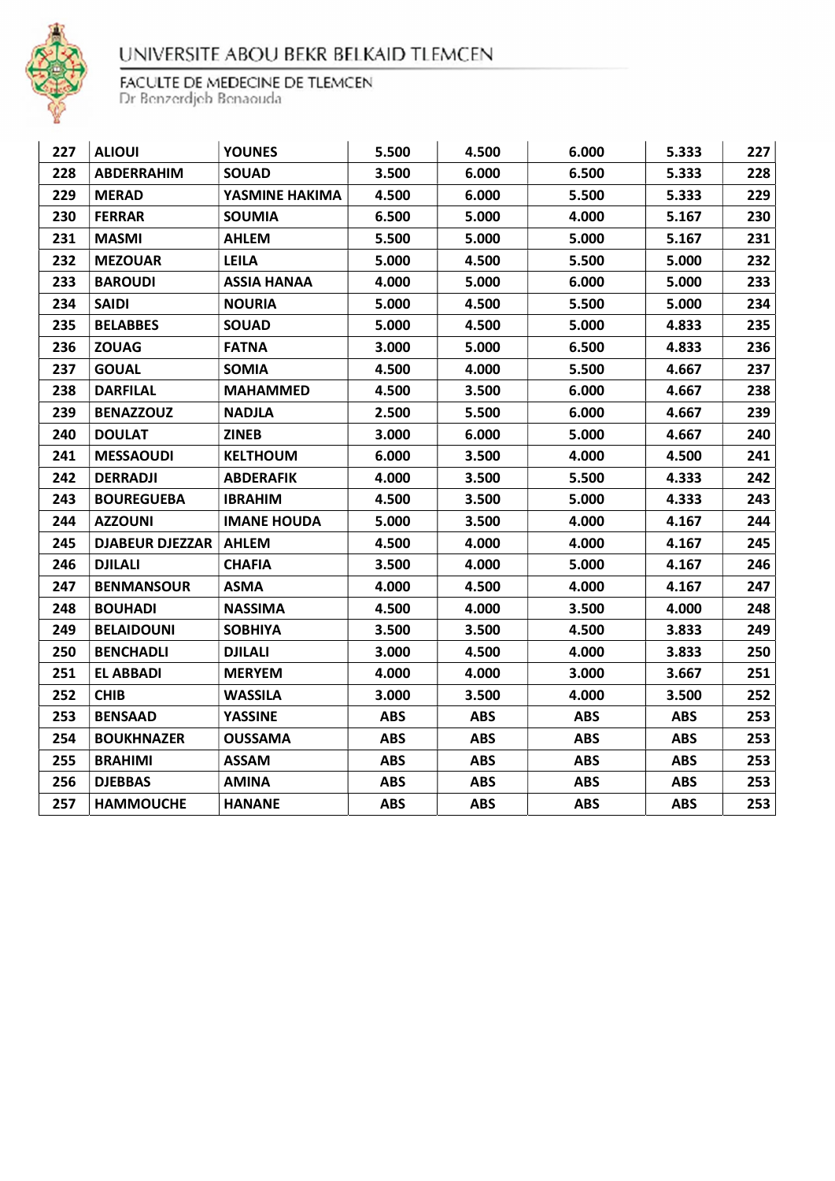UNIVERSITE ABOU BEKR BELKAID TLEMCEN

FACULTE DE MEDECINE DE TLEMCEN
Dr Benzerdjeb Benaouda

| | | | | | | | |
|---|---|---|---|---|---|---|---|
| 227 | ALIOUI | YOUNES | 5.500 | 4.500 | 6.000 | 5.333 | 227 |
| 228 | ABDERRAHIM | SOUAD | 3.500 | 6.000 | 6.500 | 5.333 | 228 |
| 229 | MERAD | YASMINE HAKIMA | 4.500 | 6.000 | 5.500 | 5.333 | 229 |
| 230 | FERRAR | SOUMIA | 6.500 | 5.000 | 4.000 | 5.167 | 230 |
| 231 | MASMI | AHLEM | 5.500 | 5.000 | 5.000 | 5.167 | 231 |
| 232 | MEZOUAR | LEILA | 5.000 | 4.500 | 5.500 | 5.000 | 232 |
| 233 | BAROUDI | ASSIA HANAA | 4.000 | 5.000 | 6.000 | 5.000 | 233 |
| 234 | SAIDI | NOURIA | 5.000 | 4.500 | 5.500 | 5.000 | 234 |
| 235 | BELABBES | SOUAD | 5.000 | 4.500 | 5.000 | 4.833 | 235 |
| 236 | ZOUAG | FATNA | 3.000 | 5.000 | 6.500 | 4.833 | 236 |
| 237 | GOUAL | SOMIA | 4.500 | 4.000 | 5.500 | 4.667 | 237 |
| 238 | DARFILAL | MAHAMMED | 4.500 | 3.500 | 6.000 | 4.667 | 238 |
| 239 | BENAZZOUZ | NADJLA | 2.500 | 5.500 | 6.000 | 4.667 | 239 |
| 240 | DOULAT | ZINEB | 3.000 | 6.000 | 5.000 | 4.667 | 240 |
| 241 | MESSAOUDI | KELTHOUM | 6.000 | 3.500 | 4.000 | 4.500 | 241 |
| 242 | DERRADJI | ABDERAFIK | 4.000 | 3.500 | 5.500 | 4.333 | 242 |
| 243 | BOUREGUEBA | IBRAHIM | 4.500 | 3.500 | 5.000 | 4.333 | 243 |
| 244 | AZZOUNI | IMANE HOUDA | 5.000 | 3.500 | 4.000 | 4.167 | 244 |
| 245 | DJABEUR DJEZZAR | AHLEM | 4.500 | 4.000 | 4.000 | 4.167 | 245 |
| 246 | DJILALI | CHAFIA | 3.500 | 4.000 | 5.000 | 4.167 | 246 |
| 247 | BENMANSOUR | ASMA | 4.000 | 4.500 | 4.000 | 4.167 | 247 |
| 248 | BOUHADI | NASSIMA | 4.500 | 4.000 | 3.500 | 4.000 | 248 |
| 249 | BELAIDOUNI | SOBHIYA | 3.500 | 3.500 | 4.500 | 3.833 | 249 |
| 250 | BENCHADLI | DJILALI | 3.000 | 4.500 | 4.000 | 3.833 | 250 |
| 251 | EL ABBADI | MERYEM | 4.000 | 4.000 | 3.000 | 3.667 | 251 |
| 252 | CHIB | WASSILA | 3.000 | 3.500 | 4.000 | 3.500 | 252 |
| 253 | BENSAAD | YASSINE | ABS | ABS | ABS | ABS | 253 |
| 254 | BOUKHNAZER | OUSSAMA | ABS | ABS | ABS | ABS | 253 |
| 255 | BRAHIMI | ASSAM | ABS | ABS | ABS | ABS | 253 |
| 256 | DJEBBAS | AMINA | ABS | ABS | ABS | ABS | 253 |
| 257 | HAMMOUCHE | HANANE | ABS | ABS | ABS | ABS | 253 |